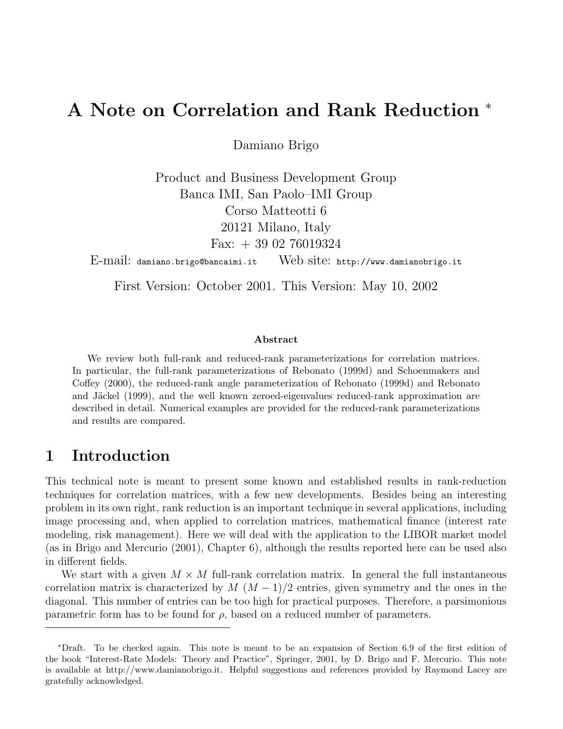# A Note on Correlation and Rank Reduction [*]

Damiano Brigo

Product and Business Development Group
Banca IMI, San Paolo–IMI Group
Corso Matteotti 6
20121 Milano, Italy
Fax: + 39 02 76019324
E-mail: `damiano.brigo@bancaimi.it` Web site: `http://www.damianobrigo.it`

First Version: October 2001. This Version: May 10, 2002

**Abstract**

We review both full-rank and reduced-rank parameterizations for correlation matrices. In particular, the full-rank parameterizations of Rebonato (1999d) and Schoenmakers and Coffey (2000), the reduced-rank angle parameterization of Rebonato (1999d) and Rebonato and Jäckel (1999), and the well known zeroed-eigenvalues reduced-rank approximation are described in detail. Numerical examples are provided for the reduced-rank parameterizations and results are compared.

## 1 Introduction

This technical note is meant to present some known and established results in rank-reduction techniques for correlation matrices, with a few new developments. Besides being an interesting problem in its own right, rank reduction is an important technique in several applications, including image processing and, when applied to correlation matrices, mathematical finance (interest rate modeling, risk management). Here we will deal with the application to the LIBOR market model (as in Brigo and Mercurio (2001), Chapter 6), although the results reported here can be used also in different fields.

We start with a given $M \times M$ full-rank correlation matrix. In general the full instantaneous correlation matrix is characterized by $M\ (M-1)/2$ entries, given symmetry and the ones in the diagonal. This number of entries can be too high for practical purposes. Therefore, a parsimonious parametric form has to be found for $\rho$, based on a reduced number of parameters.

---

[*] Draft. To be checked again. This note is meant to be an expansion of Section 6.9 of the first edition of the book "Interest-Rate Models: Theory and Practice", Springer, 2001, by D. Brigo and F. Mercurio. This note is available at http://www.damianobrigo.it. Helpful suggestions and references provided by Raymond Lacey are gratefully acknowledged.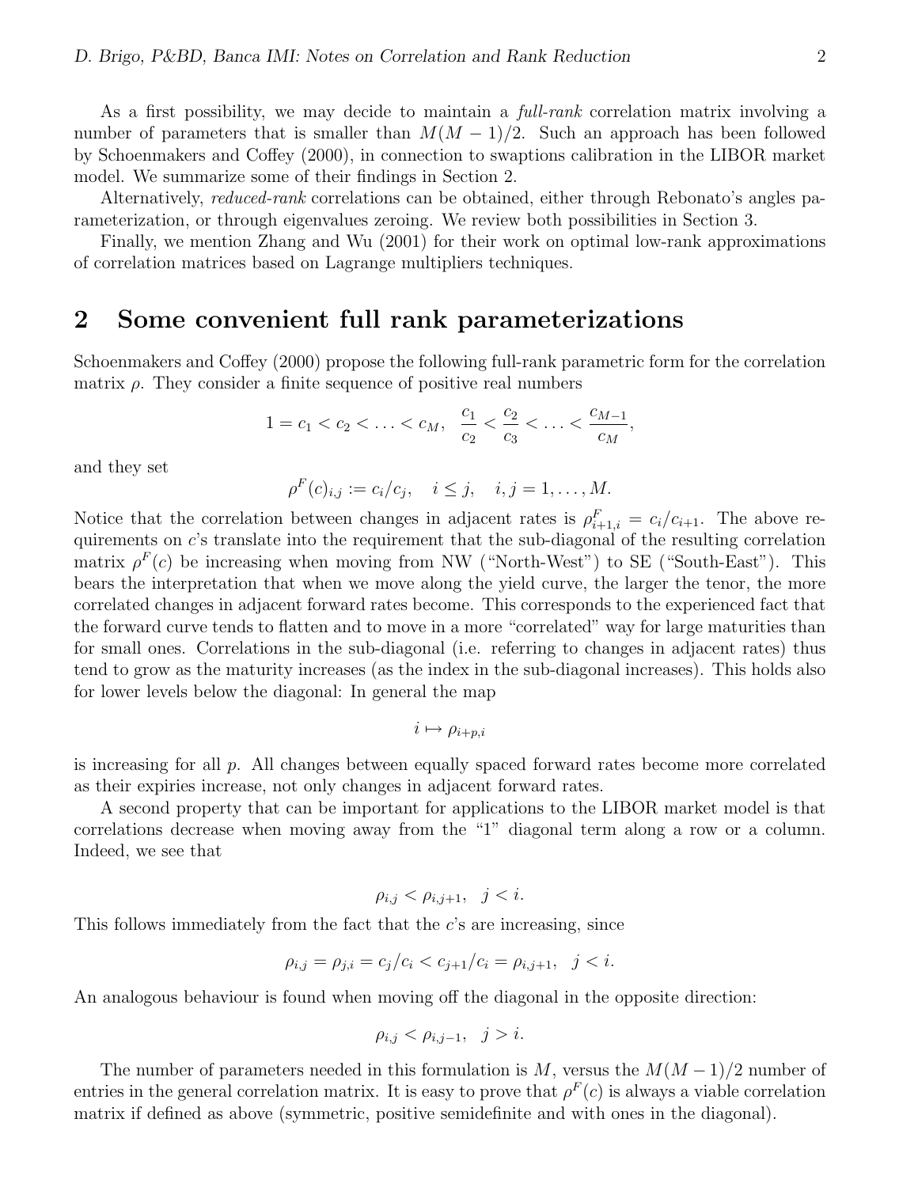As a first possibility, we may decide to maintain a *full-rank* correlation matrix involving a number of parameters that is smaller than $M(M-1)/2$. Such an approach has been followed by Schoenmakers and Coffey (2000), in connection to swaptions calibration in the LIBOR market model. We summarize some of their findings in Section 2.

Alternatively, *reduced-rank* correlations can be obtained, either through Rebonato's angles parameterization, or through eigenvalues zeroing. We review both possibilities in Section 3.

Finally, we mention Zhang and Wu (2001) for their work on optimal low-rank approximations of correlation matrices based on Lagrange multipliers techniques.

## 2 Some convenient full rank parameterizations

Schoenmakers and Coffey (2000) propose the following full-rank parametric form for the correlation matrix $\rho$. They consider a finite sequence of positive real numbers

$$1 = c_1 < c_2 < \ldots < c_M, \quad \frac{c_1}{c_2} < \frac{c_2}{c_3} < \ldots < \frac{c_{M-1}}{c_M},$$

and they set

$$\rho^F(c)_{i,j} := c_i/c_j, \quad i \leq j, \quad i,j = 1,\ldots,M.$$

Notice that the correlation between changes in adjacent rates is $\rho^F_{i+1,i} = c_i/c_{i+1}$. The above requirements on $c$'s translate into the requirement that the sub-diagonal of the resulting correlation matrix $\rho^F(c)$ be increasing when moving from NW ("North-West") to SE ("South-East"). This bears the interpretation that when we move along the yield curve, the larger the tenor, the more correlated changes in adjacent forward rates become. This corresponds to the experienced fact that the forward curve tends to flatten and to move in a more "correlated" way for large maturities than for small ones. Correlations in the sub-diagonal (i.e. referring to changes in adjacent rates) thus tend to grow as the maturity increases (as the index in the sub-diagonal increases). This holds also for lower levels below the diagonal: In general the map

$$i \mapsto \rho_{i+p,i}$$

is increasing for all $p$. All changes between equally spaced forward rates become more correlated as their expiries increase, not only changes in adjacent forward rates.

A second property that can be important for applications to the LIBOR market model is that correlations decrease when moving away from the "1" diagonal term along a row or a column. Indeed, we see that

$$\rho_{i,j} < \rho_{i,j+1}, \quad j < i.$$

This follows immediately from the fact that the $c$'s are increasing, since

$$\rho_{i,j} = \rho_{j,i} = c_j/c_i < c_{j+1}/c_i = \rho_{i,j+1}, \quad j < i.$$

An analogous behaviour is found when moving off the diagonal in the opposite direction:

$$\rho_{i,j} < \rho_{i,j-1}, \quad j > i.$$

The number of parameters needed in this formulation is $M$, versus the $M(M-1)/2$ number of entries in the general correlation matrix. It is easy to prove that $\rho^F(c)$ is always a viable correlation matrix if defined as above (symmetric, positive semidefinite and with ones in the diagonal).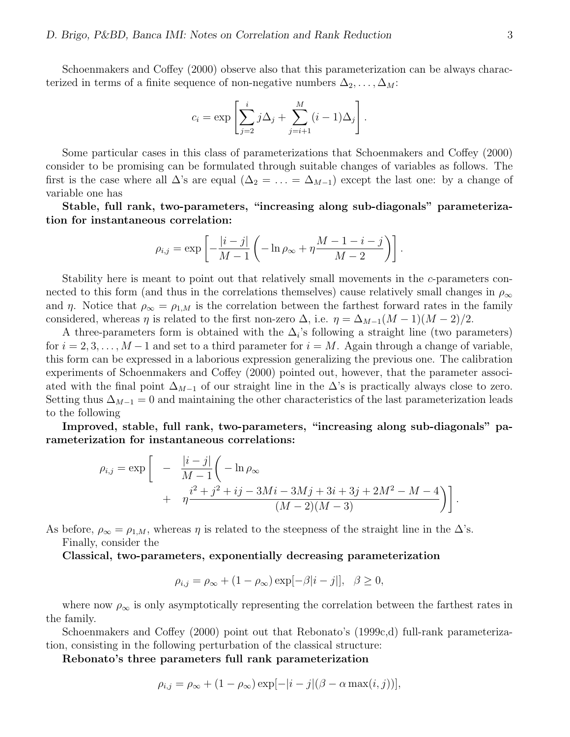Schoenmakers and Coffey (2000) observe also that this parameterization can be always characterized in terms of a finite sequence of non-negative numbers $\Delta_2, \ldots, \Delta_M$:

$$c_i = \exp\left[\sum_{j=2}^{i} j\Delta_j + \sum_{j=i+1}^{M} (i-1)\Delta_j\right].$$

Some particular cases in this class of parameterizations that Schoenmakers and Coffey (2000) consider to be promising can be formulated through suitable changes of variables as follows. The first is the case where all $\Delta$'s are equal ($\Delta_2 = \ldots = \Delta_{M-1}$) except the last one: by a change of variable one has

**Stable, full rank, two-parameters, "increasing along sub-diagonals" parameterization for instantaneous correlation:**

$$\rho_{i,j} = \exp\left[-\frac{|i-j|}{M-1}\left(-\ln\rho_\infty + \eta\frac{M-1-i-j}{M-2}\right)\right].$$

Stability here is meant to point out that relatively small movements in the $c$-parameters connected to this form (and thus in the correlations themselves) cause relatively small changes in $\rho_\infty$ and $\eta$. Notice that $\rho_\infty = \rho_{1,M}$ is the correlation between the farthest forward rates in the family considered, whereas $\eta$ is related to the first non-zero $\Delta$, i.e. $\eta = \Delta_{M-1}(M-1)(M-2)/2$.

A three-parameters form is obtained with the $\Delta_i$'s following a straight line (two parameters) for $i = 2, 3, \ldots, M-1$ and set to a third parameter for $i = M$. Again through a change of variable, this form can be expressed in a laborious expression generalizing the previous one. The calibration experiments of Schoenmakers and Coffey (2000) pointed out, however, that the parameter associated with the final point $\Delta_{M-1}$ of our straight line in the $\Delta$'s is practically always close to zero. Setting thus $\Delta_{M-1} = 0$ and maintaining the other characteristics of the last parameterization leads to the following

**Improved, stable, full rank, two-parameters, "increasing along sub-diagonals" parameterization for instantaneous correlations:**

$$\begin{aligned}\rho_{i,j} = \exp\Bigg[ &-\frac{|i-j|}{M-1}\Bigg(-\ln\rho_\infty \\ &+ \eta\frac{i^2+j^2+ij-3Mi-3Mj+3i+3j+2M^2-M-4}{(M-2)(M-3)}\Bigg)\Bigg].\end{aligned}$$

As before, $\rho_\infty = \rho_{1,M}$, whereas $\eta$ is related to the steepness of the straight line in the $\Delta$'s.

Finally, consider the

**Classical, two-parameters, exponentially decreasing parameterization**

$$\rho_{i,j} = \rho_\infty + (1-\rho_\infty)\exp[-\beta|i-j|], \quad \beta \geq 0,$$

where now $\rho_\infty$ is only asymptotically representing the correlation between the farthest rates in the family.

Schoenmakers and Coffey (2000) point out that Rebonato's (1999c,d) full-rank parameterization, consisting in the following perturbation of the classical structure:

**Rebonato's three parameters full rank parameterization**

$$\rho_{i,j} = \rho_\infty + (1-\rho_\infty)\exp[-|i-j|(\beta - \alpha\max(i,j))],$$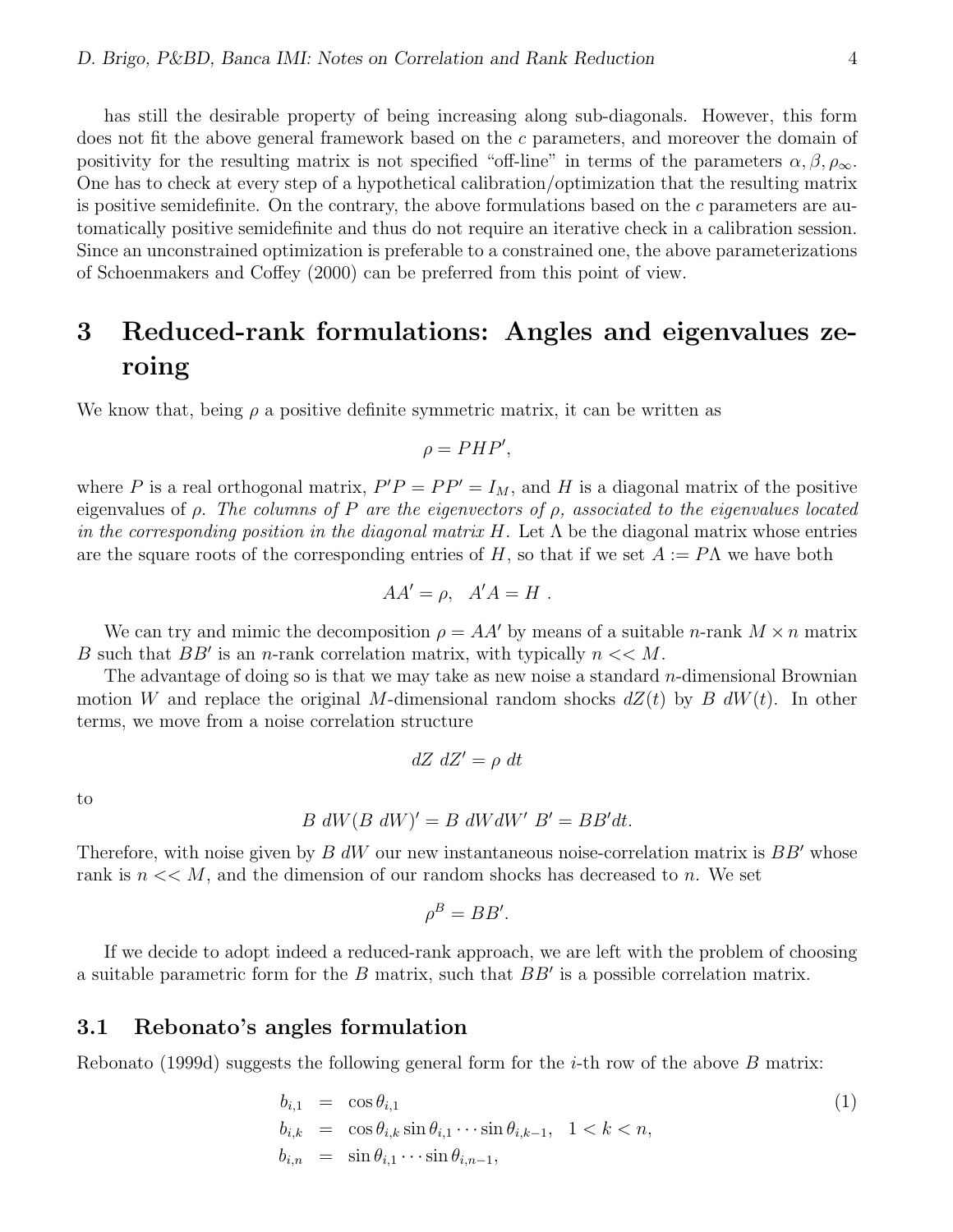has still the desirable property of being increasing along sub-diagonals. However, this form does not fit the above general framework based on the $c$ parameters, and moreover the domain of positivity for the resulting matrix is not specified "off-line" in terms of the parameters $\alpha, \beta, \rho_\infty$. One has to check at every step of a hypothetical calibration/optimization that the resulting matrix is positive semidefinite. On the contrary, the above formulations based on the $c$ parameters are automatically positive semidefinite and thus do not require an iterative check in a calibration session. Since an unconstrained optimization is preferable to a constrained one, the above parameterizations of Schoenmakers and Coffey (2000) can be preferred from this point of view.

# 3 Reduced-rank formulations: Angles and eigenvalues zeroing

We know that, being $\rho$ a positive definite symmetric matrix, it can be written as

$$\rho = PHP',$$

where $P$ is a real orthogonal matrix, $P'P = PP' = I_M$, and $H$ is a diagonal matrix of the positive eigenvalues of $\rho$. *The columns of $P$ are the eigenvectors of $\rho$, associated to the eigenvalues located in the corresponding position in the diagonal matrix $H$.* Let $\Lambda$ be the diagonal matrix whose entries are the square roots of the corresponding entries of $H$, so that if we set $A := P\Lambda$ we have both

$$AA' = \rho, \quad A'A = H \ .$$

We can try and mimic the decomposition $\rho = AA'$ by means of a suitable $n$-rank $M \times n$ matrix $B$ such that $BB'$ is an $n$-rank correlation matrix, with typically $n << M$.

The advantage of doing so is that we may take as new noise a standard $n$-dimensional Brownian motion $W$ and replace the original $M$-dimensional random shocks $dZ(t)$ by $B\ dW(t)$. In other terms, we move from a noise correlation structure

$$dZ\ dZ' = \rho\ dt$$

to

$$B\ dW(B\ dW)' = B\ dWdW'\ B' = BB'dt.$$

Therefore, with noise given by $B\ dW$ our new instantaneous noise-correlation matrix is $BB'$ whose rank is $n << M$, and the dimension of our random shocks has decreased to $n$. We set

$$\rho^B = BB'.$$

If we decide to adopt indeed a reduced-rank approach, we are left with the problem of choosing a suitable parametric form for the $B$ matrix, such that $BB'$ is a possible correlation matrix.

## 3.1 Rebonato's angles formulation

Rebonato (1999d) suggests the following general form for the $i$-th row of the above $B$ matrix:

$$\begin{aligned} b_{i,1} &= \cos\theta_{i,1} \\ b_{i,k} &= \cos\theta_{i,k}\sin\theta_{i,1}\cdots\sin\theta_{i,k-1}, \quad 1 < k < n, \\ b_{i,n} &= \sin\theta_{i,1}\cdots\sin\theta_{i,n-1}, \end{aligned} \tag{1}$$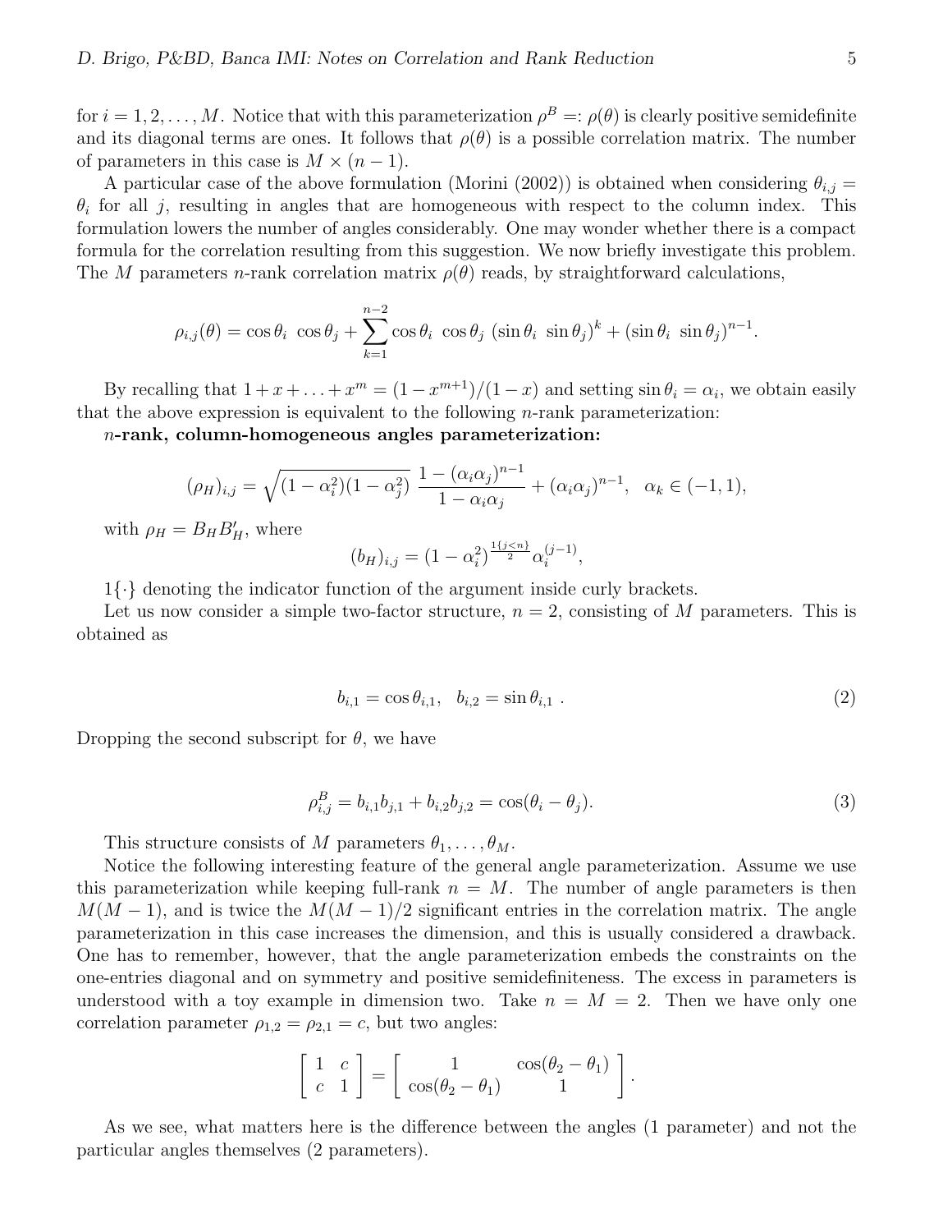for $i = 1, 2, \ldots, M$. Notice that with this parameterization $\rho^B =: \rho(\theta)$ is clearly positive semidefinite and its diagonal terms are ones. It follows that $\rho(\theta)$ is a possible correlation matrix. The number of parameters in this case is $M \times (n-1)$.

A particular case of the above formulation (Morini (2002)) is obtained when considering $\theta_{i,j} = \theta_i$ for all $j$, resulting in angles that are homogeneous with respect to the column index. This formulation lowers the number of angles considerably. One may wonder whether there is a compact formula for the correlation resulting from this suggestion. We now briefly investigate this problem. The $M$ parameters $n$-rank correlation matrix $\rho(\theta)$ reads, by straightforward calculations,

$$\rho_{i,j}(\theta) = \cos\theta_i \ \cos\theta_j + \sum_{k=1}^{n-2} \cos\theta_i \ \cos\theta_j \ (\sin\theta_i \ \sin\theta_j)^k + (\sin\theta_i \ \sin\theta_j)^{n-1}.$$

By recalling that $1 + x + \ldots + x^m = (1 - x^{m+1})/(1-x)$ and setting $\sin\theta_i = \alpha_i$, we obtain easily that the above expression is equivalent to the following $n$-rank parameterization:

**$n$-rank, column-homogeneous angles parameterization:**

$$(\rho_H)_{i,j} = \sqrt{(1-\alpha_i^2)(1-\alpha_j^2)} \ \frac{1-(\alpha_i\alpha_j)^{n-1}}{1-\alpha_i\alpha_j} + (\alpha_i\alpha_j)^{n-1}, \ \ \alpha_k \in (-1, 1),$$

with $\rho_H = B_H B_H'$, where

$$(b_H)_{i,j} = (1-\alpha_i^2)^{\frac{1\{j<n\}}{2}} \alpha_i^{(j-1)},$$

$1\{\cdot\}$ denoting the indicator function of the argument inside curly brackets.

Let us now consider a simple two-factor structure, $n = 2$, consisting of $M$ parameters. This is obtained as

$$b_{i,1} = \cos\theta_{i,1}, \quad b_{i,2} = \sin\theta_{i,1} \ . \tag{2}$$

Dropping the second subscript for $\theta$, we have

$$\rho^B_{i,j} = b_{i,1}b_{j,1} + b_{i,2}b_{j,2} = \cos(\theta_i - \theta_j). \tag{3}$$

This structure consists of $M$ parameters $\theta_1, \ldots, \theta_M$.

Notice the following interesting feature of the general angle parameterization. Assume we use this parameterization while keeping full-rank $n = M$. The number of angle parameters is then $M(M-1)$, and is twice the $M(M-1)/2$ significant entries in the correlation matrix. The angle parameterization in this case increases the dimension, and this is usually considered a drawback. One has to remember, however, that the angle parameterization embeds the constraints on the one-entries diagonal and on symmetry and positive semidefiniteness. The excess in parameters is understood with a toy example in dimension two. Take $n = M = 2$. Then we have only one correlation parameter $\rho_{1,2} = \rho_{2,1} = c$, but two angles:

$$\begin{bmatrix} 1 & c \\ c & 1 \end{bmatrix} = \begin{bmatrix} 1 & \cos(\theta_2 - \theta_1) \\ \cos(\theta_2 - \theta_1) & 1 \end{bmatrix}.$$

As we see, what matters here is the difference between the angles (1 parameter) and not the particular angles themselves (2 parameters).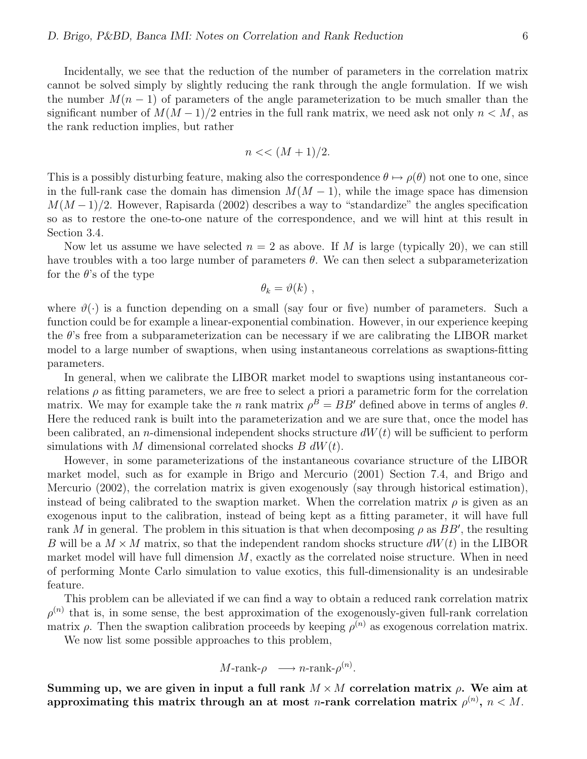Incidentally, we see that the reduction of the number of parameters in the correlation matrix cannot be solved simply by slightly reducing the rank through the angle formulation. If we wish the number $M(n-1)$ of parameters of the angle parameterization to be much smaller than the significant number of $M(M-1)/2$ entries in the full rank matrix, we need ask not only $n < M$, as the rank reduction implies, but rather

$$n << (M+1)/2.$$

This is a possibly disturbing feature, making also the correspondence $\theta \mapsto \rho(\theta)$ not one to one, since in the full-rank case the domain has dimension $M(M-1)$, while the image space has dimension $M(M-1)/2$. However, Rapisarda (2002) describes a way to "standardize" the angles specification so as to restore the one-to-one nature of the correspondence, and we will hint at this result in Section 3.4.

Now let us assume we have selected $n = 2$ as above. If $M$ is large (typically 20), we can still have troubles with a too large number of parameters $\theta$. We can then select a subparameterization for the $\theta$'s of the type

$$\theta_k = \vartheta(k) \ ,$$

where $\vartheta(\cdot)$ is a function depending on a small (say four or five) number of parameters. Such a function could be for example a linear-exponential combination. However, in our experience keeping the $\theta$'s free from a subparameterization can be necessary if we are calibrating the LIBOR market model to a large number of swaptions, when using instantaneous correlations as swaptions-fitting parameters.

In general, when we calibrate the LIBOR market model to swaptions using instantaneous correlations $\rho$ as fitting parameters, we are free to select a priori a parametric form for the correlation matrix. We may for example take the $n$ rank matrix $\rho^B = BB'$ defined above in terms of angles $\theta$. Here the reduced rank is built into the parameterization and we are sure that, once the model has been calibrated, an $n$-dimensional independent shocks structure $dW(t)$ will be sufficient to perform simulations with $M$ dimensional correlated shocks $B\ dW(t)$.

However, in some parameterizations of the instantaneous covariance structure of the LIBOR market model, such as for example in Brigo and Mercurio (2001) Section 7.4, and Brigo and Mercurio (2002), the correlation matrix is given exogenously (say through historical estimation), instead of being calibrated to the swaption market. When the correlation matrix $\rho$ is given as an exogenous input to the calibration, instead of being kept as a fitting parameter, it will have full rank $M$ in general. The problem in this situation is that when decomposing $\rho$ as $BB'$, the resulting $B$ will be a $M \times M$ matrix, so that the independent random shocks structure $dW(t)$ in the LIBOR market model will have full dimension $M$, exactly as the correlated noise structure. When in need of performing Monte Carlo simulation to value exotics, this full-dimensionality is an undesirable feature.

This problem can be alleviated if we can find a way to obtain a reduced rank correlation matrix $\rho^{(n)}$ that is, in some sense, the best approximation of the exogenously-given full-rank correlation matrix $\rho$. Then the swaption calibration proceeds by keeping $\rho^{(n)}$ as exogenous correlation matrix.

We now list some possible approaches to this problem,

$$M\text{-rank-}\rho \quad \longrightarrow n\text{-rank-}\rho^{(n)}.$$

**Summing up, we are given in input a full rank $M \times M$ correlation matrix $\rho$. We aim at approximating this matrix through an at most $n$-rank correlation matrix $\rho^{(n)}$, $n < M$.**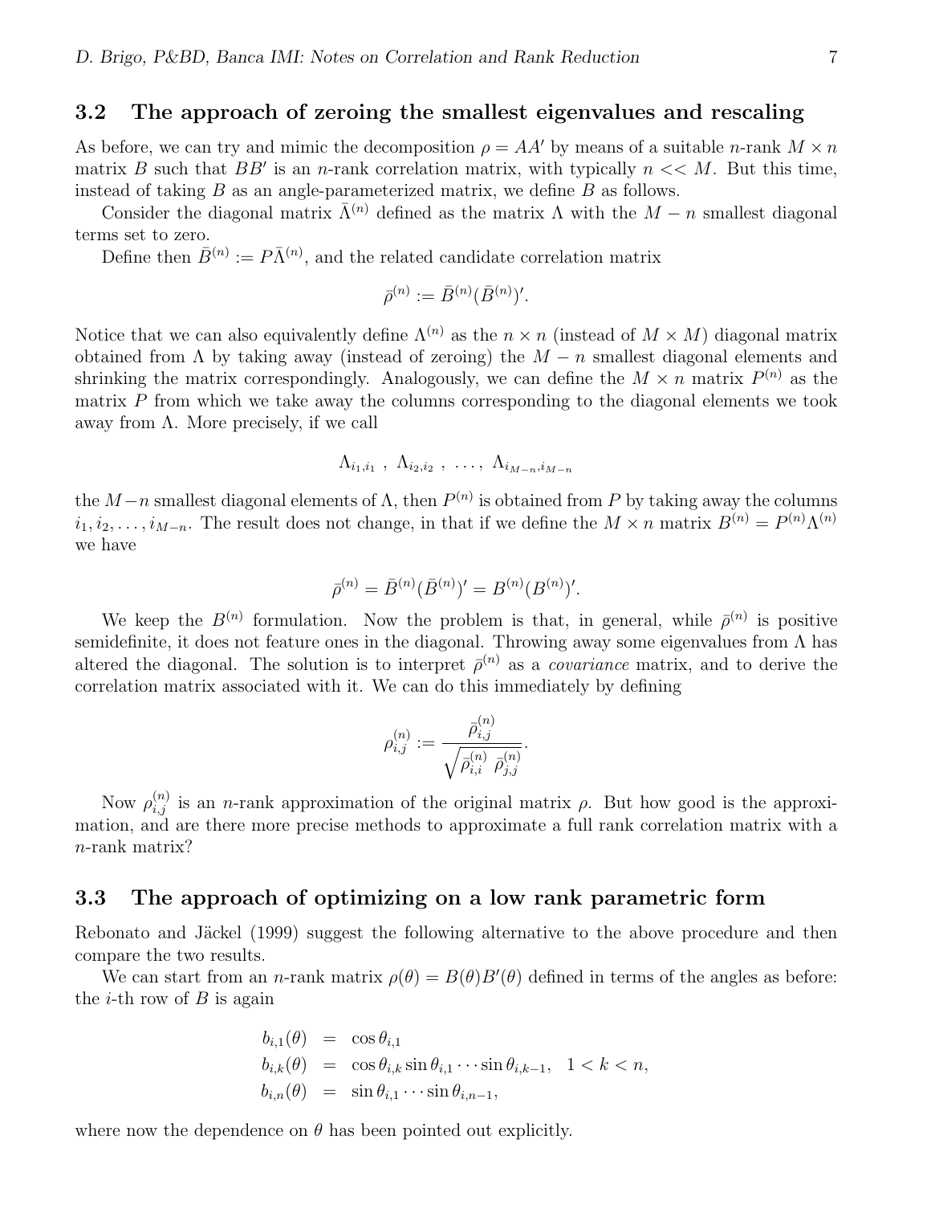### 3.2 The approach of zeroing the smallest eigenvalues and rescaling

As before, we can try and mimic the decomposition $\rho = AA'$ by means of a suitable $n$-rank $M \times n$ matrix $B$ such that $BB'$ is an $n$-rank correlation matrix, with typically $n << M$. But this time, instead of taking $B$ as an angle-parameterized matrix, we define $B$ as follows.

Consider the diagonal matrix $\bar{\Lambda}^{(n)}$ defined as the matrix $\Lambda$ with the $M-n$ smallest diagonal terms set to zero.

Define then $\bar{B}^{(n)} := P\bar{\Lambda}^{(n)}$, and the related candidate correlation matrix

$$\bar{\rho}^{(n)} := \bar{B}^{(n)}(\bar{B}^{(n)})'.$$

Notice that we can also equivalently define $\Lambda^{(n)}$ as the $n \times n$ (instead of $M \times M$) diagonal matrix obtained from $\Lambda$ by taking away (instead of zeroing) the $M-n$ smallest diagonal elements and shrinking the matrix correspondingly. Analogously, we can define the $M \times n$ matrix $P^{(n)}$ as the matrix $P$ from which we take away the columns corresponding to the diagonal elements we took away from $\Lambda$. More precisely, if we call

$$\Lambda_{i_1,i_1}\ ,\ \Lambda_{i_2,i_2}\ ,\ \ldots,\ \Lambda_{i_{M-n},i_{M-n}}$$

the $M-n$ smallest diagonal elements of $\Lambda$, then $P^{(n)}$ is obtained from $P$ by taking away the columns $i_1, i_2, \ldots, i_{M-n}$. The result does not change, in that if we define the $M \times n$ matrix $B^{(n)} = P^{(n)}\Lambda^{(n)}$ we have

$$\bar{\rho}^{(n)} = \bar{B}^{(n)}(\bar{B}^{(n)})' = B^{(n)}(B^{(n)})'.$$

We keep the $B^{(n)}$ formulation. Now the problem is that, in general, while $\bar{\rho}^{(n)}$ is positive semidefinite, it does not feature ones in the diagonal. Throwing away some eigenvalues from $\Lambda$ has altered the diagonal. The solution is to interpret $\bar{\rho}^{(n)}$ as a *covariance* matrix, and to derive the correlation matrix associated with it. We can do this immediately by defining

$$\rho^{(n)}_{i,j} := \frac{\bar{\rho}^{(n)}_{i,j}}{\sqrt{\bar{\rho}^{(n)}_{i,i}\ \bar{\rho}^{(n)}_{j,j}}}.$$

Now $\rho^{(n)}_{i,j}$ is an $n$-rank approximation of the original matrix $\rho$. But how good is the approximation, and are there more precise methods to approximate a full rank correlation matrix with a $n$-rank matrix?

### 3.3 The approach of optimizing on a low rank parametric form

Rebonato and Jäckel (1999) suggest the following alternative to the above procedure and then compare the two results.

We can start from an $n$-rank matrix $\rho(\theta) = B(\theta)B'(\theta)$ defined in terms of the angles as before: the $i$-th row of $B$ is again

$$\begin{aligned}
b_{i,1}(\theta) &= \cos\theta_{i,1} \\
b_{i,k}(\theta) &= \cos\theta_{i,k}\sin\theta_{i,1}\cdots\sin\theta_{i,k-1}, \quad 1 < k < n, \\
b_{i,n}(\theta) &= \sin\theta_{i,1}\cdots\sin\theta_{i,n-1},
\end{aligned}$$

where now the dependence on $\theta$ has been pointed out explicitly.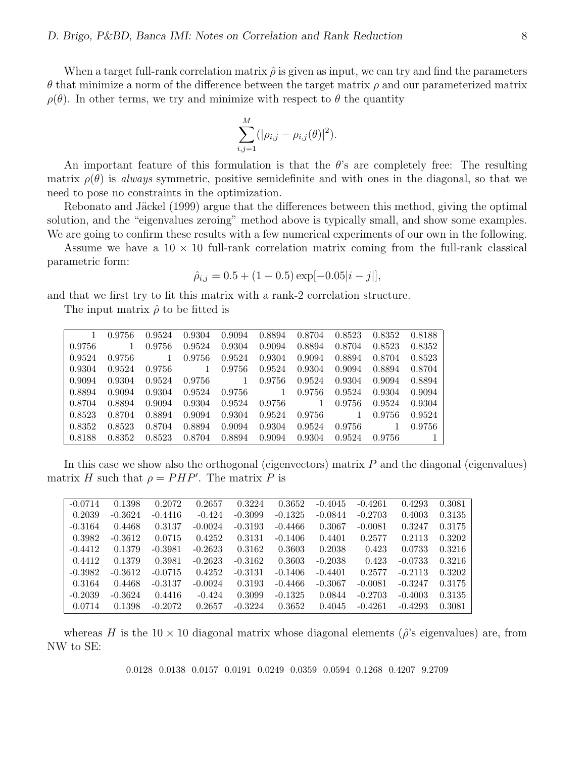When a target full-rank correlation matrix $\hat{\rho}$ is given as input, we can try and find the parameters $\theta$ that minimize a norm of the difference between the target matrix $\rho$ and our parameterized matrix $\rho(\theta)$. In other terms, we try and minimize with respect to $\theta$ the quantity

$$\sum_{i,j=1}^{M} (|\rho_{i,j} - \rho_{i,j}(\theta)|^2).$$

An important feature of this formulation is that the $\theta$'s are completely free: The resulting matrix $\rho(\theta)$ is *always* symmetric, positive semidefinite and with ones in the diagonal, so that we need to pose no constraints in the optimization.

Rebonato and Jäckel (1999) argue that the differences between this method, giving the optimal solution, and the "eigenvalues zeroing" method above is typically small, and show some examples. We are going to confirm these results with a few numerical experiments of our own in the following.

Assume we have a $10 \times 10$ full-rank correlation matrix coming from the full-rank classical parametric form:

$$\hat{\rho}_{i,j} = 0.5 + (1 - 0.5)\exp[-0.05|i - j|],$$

and that we first try to fit this matrix with a rank-2 correlation structure.

The input matrix $\hat{\rho}$ to be fitted is

| | | | | | | | | | |
|---|---|---|---|---|---|---|---|---|---|
| 1 | 0.9756 | 0.9524 | 0.9304 | 0.9094 | 0.8894 | 0.8704 | 0.8523 | 0.8352 | 0.8188 |
| 0.9756 | 1 | 0.9756 | 0.9524 | 0.9304 | 0.9094 | 0.8894 | 0.8704 | 0.8523 | 0.8352 |
| 0.9524 | 0.9756 | 1 | 0.9756 | 0.9524 | 0.9304 | 0.9094 | 0.8894 | 0.8704 | 0.8523 |
| 0.9304 | 0.9524 | 0.9756 | 1 | 0.9756 | 0.9524 | 0.9304 | 0.9094 | 0.8894 | 0.8704 |
| 0.9094 | 0.9304 | 0.9524 | 0.9756 | 1 | 0.9756 | 0.9524 | 0.9304 | 0.9094 | 0.8894 |
| 0.8894 | 0.9094 | 0.9304 | 0.9524 | 0.9756 | 1 | 0.9756 | 0.9524 | 0.9304 | 0.9094 |
| 0.8704 | 0.8894 | 0.9094 | 0.9304 | 0.9524 | 0.9756 | 1 | 0.9756 | 0.9524 | 0.9304 |
| 0.8523 | 0.8704 | 0.8894 | 0.9094 | 0.9304 | 0.9524 | 0.9756 | 1 | 0.9756 | 0.9524 |
| 0.8352 | 0.8523 | 0.8704 | 0.8894 | 0.9094 | 0.9304 | 0.9524 | 0.9756 | 1 | 0.9756 |
| 0.8188 | 0.8352 | 0.8523 | 0.8704 | 0.8894 | 0.9094 | 0.9304 | 0.9524 | 0.9756 | 1 |

In this case we show also the orthogonal (eigenvectors) matrix $P$ and the diagonal (eigenvalues) matrix $H$ such that $\rho = PHP'$. The matrix $P$ is

| | | | | | | | | | |
|---|---|---|---|---|---|---|---|---|---|
| -0.0714 | 0.1398 | 0.2072 | 0.2657 | 0.3224 | 0.3652 | -0.4045 | -0.4261 | 0.4293 | 0.3081 |
| 0.2039 | -0.3624 | -0.4416 | -0.424 | -0.3099 | -0.1325 | -0.0844 | -0.2703 | 0.4003 | 0.3135 |
| -0.3164 | 0.4468 | 0.3137 | -0.0024 | -0.3193 | -0.4466 | 0.3067 | -0.0081 | 0.3247 | 0.3175 |
| 0.3982 | -0.3612 | 0.0715 | 0.4252 | 0.3131 | -0.1406 | 0.4401 | 0.2577 | 0.2113 | 0.3202 |
| -0.4412 | 0.1379 | -0.3981 | -0.2623 | 0.3162 | 0.3603 | 0.2038 | 0.423 | 0.0733 | 0.3216 |
| 0.4412 | 0.1379 | 0.3981 | -0.2623 | -0.3162 | 0.3603 | -0.2038 | 0.423 | -0.0733 | 0.3216 |
| -0.3982 | -0.3612 | -0.0715 | 0.4252 | -0.3131 | -0.1406 | -0.4401 | 0.2577 | -0.2113 | 0.3202 |
| 0.3164 | 0.4468 | -0.3137 | -0.0024 | 0.3193 | -0.4466 | -0.3067 | -0.0081 | -0.3247 | 0.3175 |
| -0.2039 | -0.3624 | 0.4416 | -0.424 | 0.3099 | -0.1325 | 0.0844 | -0.2703 | -0.4003 | 0.3135 |
| 0.0714 | 0.1398 | -0.2072 | 0.2657 | -0.3224 | 0.3652 | 0.4045 | -0.4261 | -0.4293 | 0.3081 |

whereas $H$ is the $10 \times 10$ diagonal matrix whose diagonal elements ($\hat{\rho}$'s eigenvalues) are, from NW to SE:

0.0128 0.0138 0.0157 0.0191 0.0249 0.0359 0.0594 0.1268 0.4207 9.2709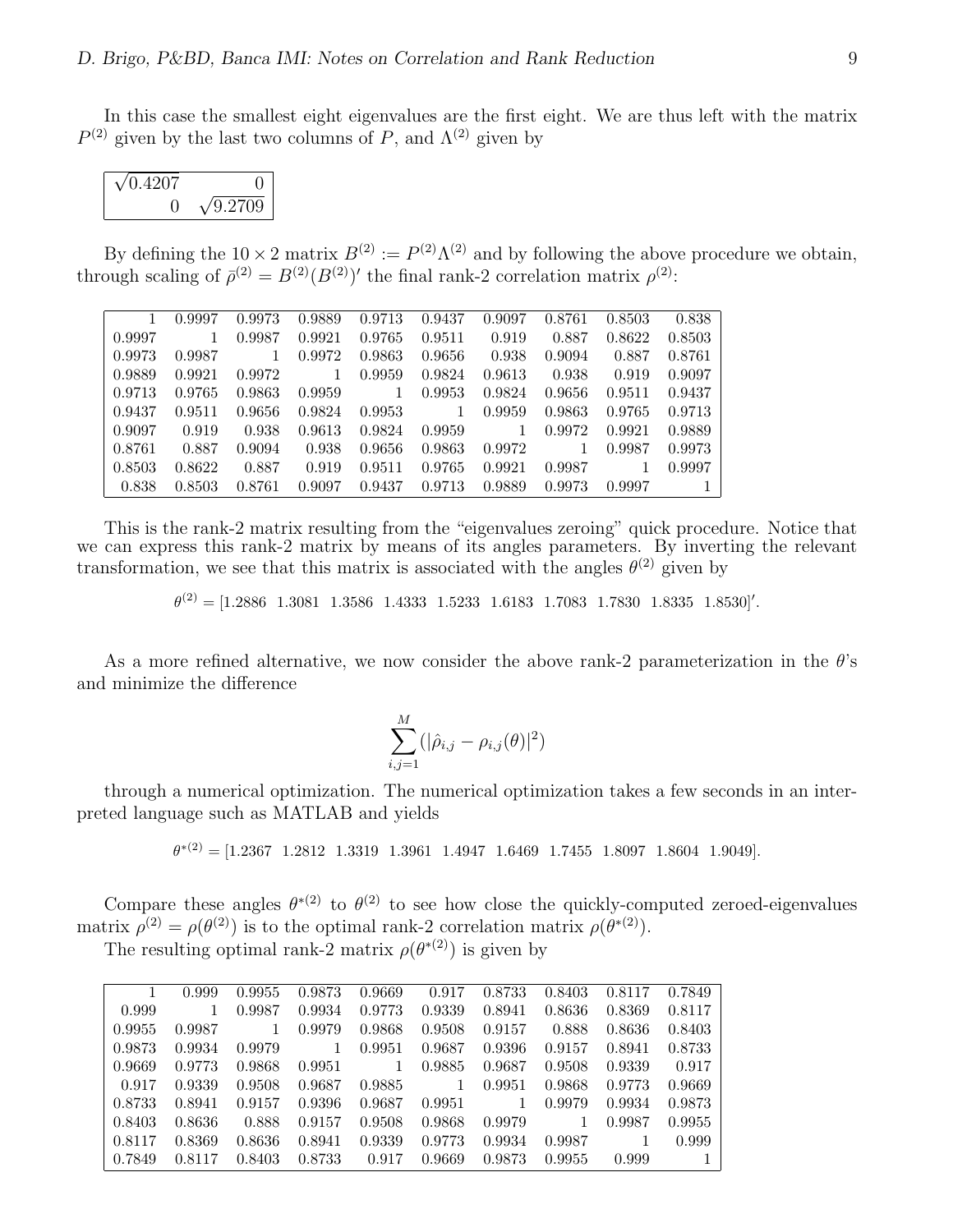In this case the smallest eight eigenvalues are the first eight. We are thus left with the matrix $P^{(2)}$ given by the last two columns of $P$, and $\Lambda^{(2)}$ given by

| | |
|---|---|
| $\sqrt{0.4207}$ | 0 |
| 0 | $\sqrt{9.2709}$ |

By defining the $10 \times 2$ matrix $B^{(2)} := P^{(2)}\Lambda^{(2)}$ and by following the above procedure we obtain, through scaling of $\bar{\rho}^{(2)} = B^{(2)}(B^{(2)})'$ the final rank-2 correlation matrix $\rho^{(2)}$:

| | | | | | | | | | |
|---|---|---|---|---|---|---|---|---|---|
| 1 | 0.9997 | 0.9973 | 0.9889 | 0.9713 | 0.9437 | 0.9097 | 0.8761 | 0.8503 | 0.838 |
| 0.9997 | 1 | 0.9987 | 0.9921 | 0.9765 | 0.9511 | 0.919 | 0.887 | 0.8622 | 0.8503 |
| 0.9973 | 0.9987 | 1 | 0.9972 | 0.9863 | 0.9656 | 0.938 | 0.9094 | 0.887 | 0.8761 |
| 0.9889 | 0.9921 | 0.9972 | 1 | 0.9959 | 0.9824 | 0.9613 | 0.938 | 0.919 | 0.9097 |
| 0.9713 | 0.9765 | 0.9863 | 0.9959 | 1 | 0.9953 | 0.9824 | 0.9656 | 0.9511 | 0.9437 |
| 0.9437 | 0.9511 | 0.9656 | 0.9824 | 0.9953 | 1 | 0.9959 | 0.9863 | 0.9765 | 0.9713 |
| 0.9097 | 0.919 | 0.938 | 0.9613 | 0.9824 | 0.9959 | 1 | 0.9972 | 0.9921 | 0.9889 |
| 0.8761 | 0.887 | 0.9094 | 0.938 | 0.9656 | 0.9863 | 0.9972 | 1 | 0.9987 | 0.9973 |
| 0.8503 | 0.8622 | 0.887 | 0.919 | 0.9511 | 0.9765 | 0.9921 | 0.9987 | 1 | 0.9997 |
| 0.838 | 0.8503 | 0.8761 | 0.9097 | 0.9437 | 0.9713 | 0.9889 | 0.9973 | 0.9997 | 1 |

This is the rank-2 matrix resulting from the "eigenvalues zeroing" quick procedure. Notice that we can express this rank-2 matrix by means of its angles parameters. By inverting the relevant transformation, we see that this matrix is associated with the angles $\theta^{(2)}$ given by

$$\theta^{(2)} = [1.2886 \;\; 1.3081 \;\; 1.3586 \;\; 1.4333 \;\; 1.5233 \;\; 1.6183 \;\; 1.7083 \;\; 1.7830 \;\; 1.8335 \;\; 1.8530]'.$$

As a more refined alternative, we now consider the above rank-2 parameterization in the $\theta$'s and minimize the difference

$$\sum_{i,j=1}^{M} (|\hat{\rho}_{i,j} - \rho_{i,j}(\theta)|^2)$$

through a numerical optimization. The numerical optimization takes a few seconds in an interpreted language such as MATLAB and yields

$$\theta^{*(2)} = [1.2367 \;\; 1.2812 \;\; 1.3319 \;\; 1.3961 \;\; 1.4947 \;\; 1.6469 \;\; 1.7455 \;\; 1.8097 \;\; 1.8604 \;\; 1.9049].$$

Compare these angles $\theta^{*(2)}$ to $\theta^{(2)}$ to see how close the quickly-computed zeroed-eigenvalues matrix $\rho^{(2)} = \rho(\theta^{(2)})$ is to the optimal rank-2 correlation matrix $\rho(\theta^{*(2)})$.

The resulting optimal rank-2 matrix $\rho(\theta^{*(2)})$ is given by

| | | | | | | | | | |
|---|---|---|---|---|---|---|---|---|---|
| 1 | 0.999 | 0.9955 | 0.9873 | 0.9669 | 0.917 | 0.8733 | 0.8403 | 0.8117 | 0.7849 |
| 0.999 | 1 | 0.9987 | 0.9934 | 0.9773 | 0.9339 | 0.8941 | 0.8636 | 0.8369 | 0.8117 |
| 0.9955 | 0.9987 | 1 | 0.9979 | 0.9868 | 0.9508 | 0.9157 | 0.888 | 0.8636 | 0.8403 |
| 0.9873 | 0.9934 | 0.9979 | 1 | 0.9951 | 0.9687 | 0.9396 | 0.9157 | 0.8941 | 0.8733 |
| 0.9669 | 0.9773 | 0.9868 | 0.9951 | 1 | 0.9885 | 0.9687 | 0.9508 | 0.9339 | 0.917 |
| 0.917 | 0.9339 | 0.9508 | 0.9687 | 0.9885 | 1 | 0.9951 | 0.9868 | 0.9773 | 0.9669 |
| 0.8733 | 0.8941 | 0.9157 | 0.9396 | 0.9687 | 0.9951 | 1 | 0.9979 | 0.9934 | 0.9873 |
| 0.8403 | 0.8636 | 0.888 | 0.9157 | 0.9508 | 0.9868 | 0.9979 | 1 | 0.9987 | 0.9955 |
| 0.8117 | 0.8369 | 0.8636 | 0.8941 | 0.9339 | 0.9773 | 0.9934 | 0.9987 | 1 | 0.999 |
| 0.7849 | 0.8117 | 0.8403 | 0.8733 | 0.917 | 0.9669 | 0.9873 | 0.9955 | 0.999 | 1 |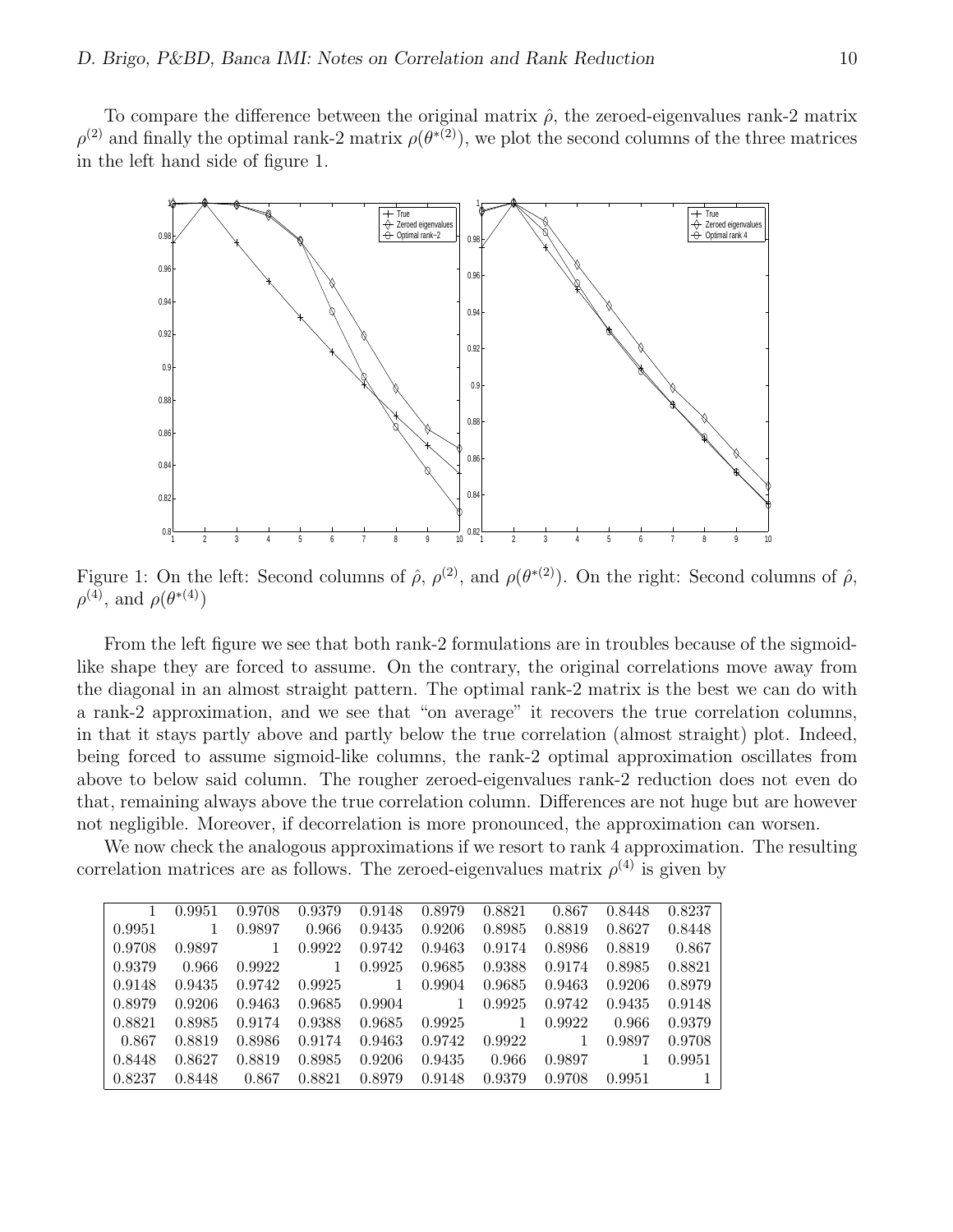To compare the difference between the original matrix $\hat{\rho}$, the zeroed-eigenvalues rank-2 matrix $\rho^{(2)}$ and finally the optimal rank-2 matrix $\rho(\theta^{*(2)})$, we plot the second columns of the three matrices in the left hand side of figure 1.

Figure 1: On the left: Second columns of $\hat{\rho}$, $\rho^{(2)}$, and $\rho(\theta^{*(2)})$. On the right: Second columns of $\hat{\rho}$, $\rho^{(4)}$, and $\rho(\theta^{*(4)})$

From the left figure we see that both rank-2 formulations are in troubles because of the sigmoid-like shape they are forced to assume. On the contrary, the original correlations move away from the diagonal in an almost straight pattern. The optimal rank-2 matrix is the best we can do with a rank-2 approximation, and we see that "on average" it recovers the true correlation columns, in that it stays partly above and partly below the true correlation (almost straight) plot. Indeed, being forced to assume sigmoid-like columns, the rank-2 optimal approximation oscillates from above to below said column. The rougher zeroed-eigenvalues rank-2 reduction does not even do that, remaining always above the true correlation column. Differences are not huge but are however not negligible. Moreover, if decorrelation is more pronounced, the approximation can worsen.

We now check the analogous approximations if we resort to rank 4 approximation. The resulting correlation matrices are as follows. The zeroed-eigenvalues matrix $\rho^{(4)}$ is given by

| | | | | | | | | | |
|---|---|---|---|---|---|---|---|---|---|
| 1 | 0.9951 | 0.9708 | 0.9379 | 0.9148 | 0.8979 | 0.8821 | 0.867 | 0.8448 | 0.8237 |
| 0.9951 | 1 | 0.9897 | 0.966 | 0.9435 | 0.9206 | 0.8985 | 0.8819 | 0.8627 | 0.8448 |
| 0.9708 | 0.9897 | 1 | 0.9922 | 0.9742 | 0.9463 | 0.9174 | 0.8986 | 0.8819 | 0.867 |
| 0.9379 | 0.966 | 0.9922 | 1 | 0.9925 | 0.9685 | 0.9388 | 0.9174 | 0.8985 | 0.8821 |
| 0.9148 | 0.9435 | 0.9742 | 0.9925 | 1 | 0.9904 | 0.9685 | 0.9463 | 0.9206 | 0.8979 |
| 0.8979 | 0.9206 | 0.9463 | 0.9685 | 0.9904 | 1 | 0.9925 | 0.9742 | 0.9435 | 0.9148 |
| 0.8821 | 0.8985 | 0.9174 | 0.9388 | 0.9685 | 0.9925 | 1 | 0.9922 | 0.966 | 0.9379 |
| 0.867 | 0.8819 | 0.8986 | 0.9174 | 0.9463 | 0.9742 | 0.9922 | 1 | 0.9897 | 0.9708 |
| 0.8448 | 0.8627 | 0.8819 | 0.8985 | 0.9206 | 0.9435 | 0.966 | 0.9897 | 1 | 0.9951 |
| 0.8237 | 0.8448 | 0.867 | 0.8821 | 0.8979 | 0.9148 | 0.9379 | 0.9708 | 0.9951 | 1 |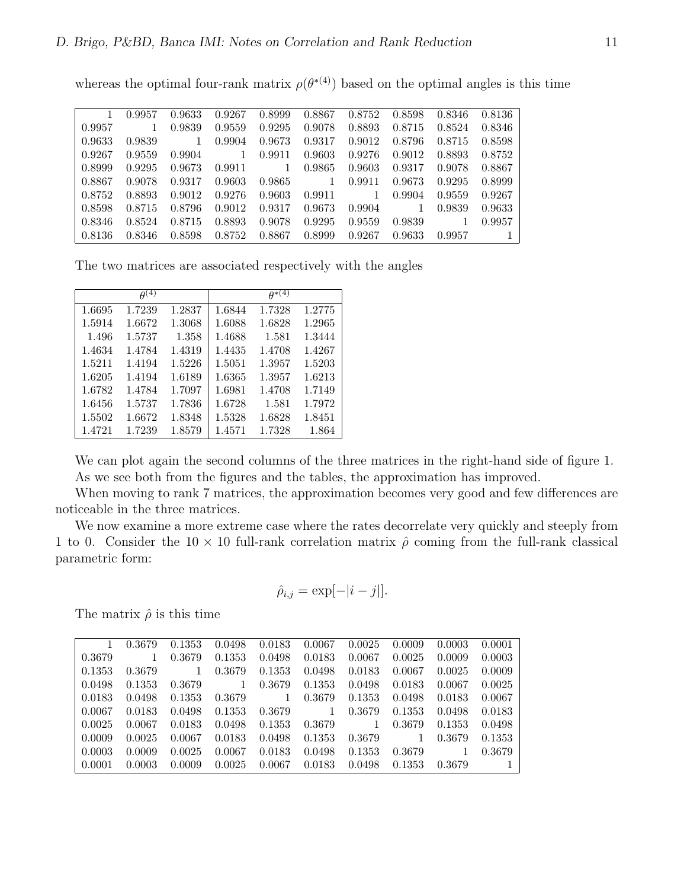whereas the optimal four-rank matrix $\rho(\theta^{*(4)})$ based on the optimal angles is this time

| | | | | | | | | | |
|---|---|---|---|---|---|---|---|---|---|
| 1 | 0.9957 | 0.9633 | 0.9267 | 0.8999 | 0.8867 | 0.8752 | 0.8598 | 0.8346 | 0.8136 |
| 0.9957 | 1 | 0.9839 | 0.9559 | 0.9295 | 0.9078 | 0.8893 | 0.8715 | 0.8524 | 0.8346 |
| 0.9633 | 0.9839 | 1 | 0.9904 | 0.9673 | 0.9317 | 0.9012 | 0.8796 | 0.8715 | 0.8598 |
| 0.9267 | 0.9559 | 0.9904 | 1 | 0.9911 | 0.9603 | 0.9276 | 0.9012 | 0.8893 | 0.8752 |
| 0.8999 | 0.9295 | 0.9673 | 0.9911 | 1 | 0.9865 | 0.9603 | 0.9317 | 0.9078 | 0.8867 |
| 0.8867 | 0.9078 | 0.9317 | 0.9603 | 0.9865 | 1 | 0.9911 | 0.9673 | 0.9295 | 0.8999 |
| 0.8752 | 0.8893 | 0.9012 | 0.9276 | 0.9603 | 0.9911 | 1 | 0.9904 | 0.9559 | 0.9267 |
| 0.8598 | 0.8715 | 0.8796 | 0.9012 | 0.9317 | 0.9673 | 0.9904 | 1 | 0.9839 | 0.9633 |
| 0.8346 | 0.8524 | 0.8715 | 0.8893 | 0.9078 | 0.9295 | 0.9559 | 0.9839 | 1 | 0.9957 |
| 0.8136 | 0.8346 | 0.8598 | 0.8752 | 0.8867 | 0.8999 | 0.9267 | 0.9633 | 0.9957 | 1 |

The two matrices are associated respectively with the angles

| $\theta^{(4)}$ | | | $\theta^{*(4)}$ | | |
|---|---|---|---|---|---|
| 1.6695 | 1.7239 | 1.2837 | 1.6844 | 1.7328 | 1.2775 |
| 1.5914 | 1.6672 | 1.3068 | 1.6088 | 1.6828 | 1.2965 |
| 1.496 | 1.5737 | 1.358 | 1.4688 | 1.581 | 1.3444 |
| 1.4634 | 1.4784 | 1.4319 | 1.4435 | 1.4708 | 1.4267 |
| 1.5211 | 1.4194 | 1.5226 | 1.5051 | 1.3957 | 1.5203 |
| 1.6205 | 1.4194 | 1.6189 | 1.6365 | 1.3957 | 1.6213 |
| 1.6782 | 1.4784 | 1.7097 | 1.6981 | 1.4708 | 1.7149 |
| 1.6456 | 1.5737 | 1.7836 | 1.6728 | 1.581 | 1.7972 |
| 1.5502 | 1.6672 | 1.8348 | 1.5328 | 1.6828 | 1.8451 |
| 1.4721 | 1.7239 | 1.8579 | 1.4571 | 1.7328 | 1.864 |

We can plot again the second columns of the three matrices in the right-hand side of figure 1. As we see both from the figures and the tables, the approximation has improved.

When moving to rank 7 matrices, the approximation becomes very good and few differences are noticeable in the three matrices.

We now examine a more extreme case where the rates decorrelate very quickly and steeply from 1 to 0. Consider the $10 \times 10$ full-rank correlation matrix $\hat{\rho}$ coming from the full-rank classical parametric form:

$$\hat{\rho}_{i,j} = \exp[-|i-j|].$$

The matrix $\hat{\rho}$ is this time

| | | | | | | | | | |
|---|---|---|---|---|---|---|---|---|---|
| 1 | 0.3679 | 0.1353 | 0.0498 | 0.0183 | 0.0067 | 0.0025 | 0.0009 | 0.0003 | 0.0001 |
| 0.3679 | 1 | 0.3679 | 0.1353 | 0.0498 | 0.0183 | 0.0067 | 0.0025 | 0.0009 | 0.0003 |
| 0.1353 | 0.3679 | 1 | 0.3679 | 0.1353 | 0.0498 | 0.0183 | 0.0067 | 0.0025 | 0.0009 |
| 0.0498 | 0.1353 | 0.3679 | 1 | 0.3679 | 0.1353 | 0.0498 | 0.0183 | 0.0067 | 0.0025 |
| 0.0183 | 0.0498 | 0.1353 | 0.3679 | 1 | 0.3679 | 0.1353 | 0.0498 | 0.0183 | 0.0067 |
| 0.0067 | 0.0183 | 0.0498 | 0.1353 | 0.3679 | 1 | 0.3679 | 0.1353 | 0.0498 | 0.0183 |
| 0.0025 | 0.0067 | 0.0183 | 0.0498 | 0.1353 | 0.3679 | 1 | 0.3679 | 0.1353 | 0.0498 |
| 0.0009 | 0.0025 | 0.0067 | 0.0183 | 0.0498 | 0.1353 | 0.3679 | 1 | 0.3679 | 0.1353 |
| 0.0003 | 0.0009 | 0.0025 | 0.0067 | 0.0183 | 0.0498 | 0.1353 | 0.3679 | 1 | 0.3679 |
| 0.0001 | 0.0003 | 0.0009 | 0.0025 | 0.0067 | 0.0183 | 0.0498 | 0.1353 | 0.3679 | 1 |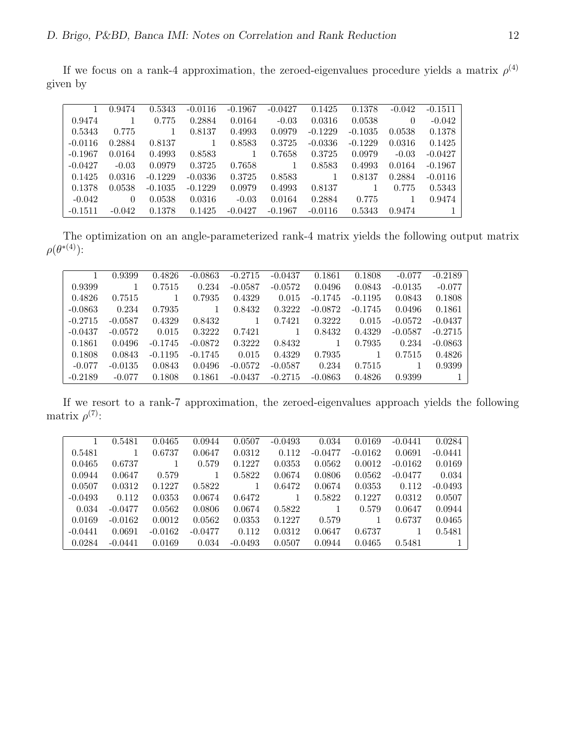If we focus on a rank-4 approximation, the zeroed-eigenvalues procedure yields a matrix $\rho^{(4)}$ given by

| | | | | | | | | | |
|---|---|---|---|---|---|---|---|---|---|
| 1 | 0.9474 | 0.5343 | -0.0116 | -0.1967 | -0.0427 | 0.1425 | 0.1378 | -0.042 | -0.1511 |
| 0.9474 | 1 | 0.775 | 0.2884 | 0.0164 | -0.03 | 0.0316 | 0.0538 | 0 | -0.042 |
| 0.5343 | 0.775 | 1 | 0.8137 | 0.4993 | 0.0979 | -0.1229 | -0.1035 | 0.0538 | 0.1378 |
| -0.0116 | 0.2884 | 0.8137 | 1 | 0.8583 | 0.3725 | -0.0336 | -0.1229 | 0.0316 | 0.1425 |
| -0.1967 | 0.0164 | 0.4993 | 0.8583 | 1 | 0.7658 | 0.3725 | 0.0979 | -0.03 | -0.0427 |
| -0.0427 | -0.03 | 0.0979 | 0.3725 | 0.7658 | 1 | 0.8583 | 0.4993 | 0.0164 | -0.1967 |
| 0.1425 | 0.0316 | -0.1229 | -0.0336 | 0.3725 | 0.8583 | 1 | 0.8137 | 0.2884 | -0.0116 |
| 0.1378 | 0.0538 | -0.1035 | -0.1229 | 0.0979 | 0.4993 | 0.8137 | 1 | 0.775 | 0.5343 |
| -0.042 | 0 | 0.0538 | 0.0316 | -0.03 | 0.0164 | 0.2884 | 0.775 | 1 | 0.9474 |
| -0.1511 | -0.042 | 0.1378 | 0.1425 | -0.0427 | -0.1967 | -0.0116 | 0.5343 | 0.9474 | 1 |

The optimization on an angle-parameterized rank-4 matrix yields the following output matrix $\rho(\theta^{*(4)})$:

| | | | | | | | | | |
|---|---|---|---|---|---|---|---|---|---|
| 1 | 0.9399 | 0.4826 | -0.0863 | -0.2715 | -0.0437 | 0.1861 | 0.1808 | -0.077 | -0.2189 |
| 0.9399 | 1 | 0.7515 | 0.234 | -0.0587 | -0.0572 | 0.0496 | 0.0843 | -0.0135 | -0.077 |
| 0.4826 | 0.7515 | 1 | 0.7935 | 0.4329 | 0.015 | -0.1745 | -0.1195 | 0.0843 | 0.1808 |
| -0.0863 | 0.234 | 0.7935 | 1 | 0.8432 | 0.3222 | -0.0872 | -0.1745 | 0.0496 | 0.1861 |
| -0.2715 | -0.0587 | 0.4329 | 0.8432 | 1 | 0.7421 | 0.3222 | 0.015 | -0.0572 | -0.0437 |
| -0.0437 | -0.0572 | 0.015 | 0.3222 | 0.7421 | 1 | 0.8432 | 0.4329 | -0.0587 | -0.2715 |
| 0.1861 | 0.0496 | -0.1745 | -0.0872 | 0.3222 | 0.8432 | 1 | 0.7935 | 0.234 | -0.0863 |
| 0.1808 | 0.0843 | -0.1195 | -0.1745 | 0.015 | 0.4329 | 0.7935 | 1 | 0.7515 | 0.4826 |
| -0.077 | -0.0135 | 0.0843 | 0.0496 | -0.0572 | -0.0587 | 0.234 | 0.7515 | 1 | 0.9399 |
| -0.2189 | -0.077 | 0.1808 | 0.1861 | -0.0437 | -0.2715 | -0.0863 | 0.4826 | 0.9399 | 1 |

If we resort to a rank-7 approximation, the zeroed-eigenvalues approach yields the following matrix $\rho^{(7)}$:

| | | | | | | | | | |
|---|---|---|---|---|---|---|---|---|---|
| 1 | 0.5481 | 0.0465 | 0.0944 | 0.0507 | -0.0493 | 0.034 | 0.0169 | -0.0441 | 0.0284 |
| 0.5481 | 1 | 0.6737 | 0.0647 | 0.0312 | 0.112 | -0.0477 | -0.0162 | 0.0691 | -0.0441 |
| 0.0465 | 0.6737 | 1 | 0.579 | 0.1227 | 0.0353 | 0.0562 | 0.0012 | -0.0162 | 0.0169 |
| 0.0944 | 0.0647 | 0.579 | 1 | 0.5822 | 0.0674 | 0.0806 | 0.0562 | -0.0477 | 0.034 |
| 0.0507 | 0.0312 | 0.1227 | 0.5822 | 1 | 0.6472 | 0.0674 | 0.0353 | 0.112 | -0.0493 |
| -0.0493 | 0.112 | 0.0353 | 0.0674 | 0.6472 | 1 | 0.5822 | 0.1227 | 0.0312 | 0.0507 |
| 0.034 | -0.0477 | 0.0562 | 0.0806 | 0.0674 | 0.5822 | 1 | 0.579 | 0.0647 | 0.0944 |
| 0.0169 | -0.0162 | 0.0012 | 0.0562 | 0.0353 | 0.1227 | 0.579 | 1 | 0.6737 | 0.0465 |
| -0.0441 | 0.0691 | -0.0162 | -0.0477 | 0.112 | 0.0312 | 0.0647 | 0.6737 | 1 | 0.5481 |
| 0.0284 | -0.0441 | 0.0169 | 0.034 | -0.0493 | 0.0507 | 0.0944 | 0.0465 | 0.5481 | 1 |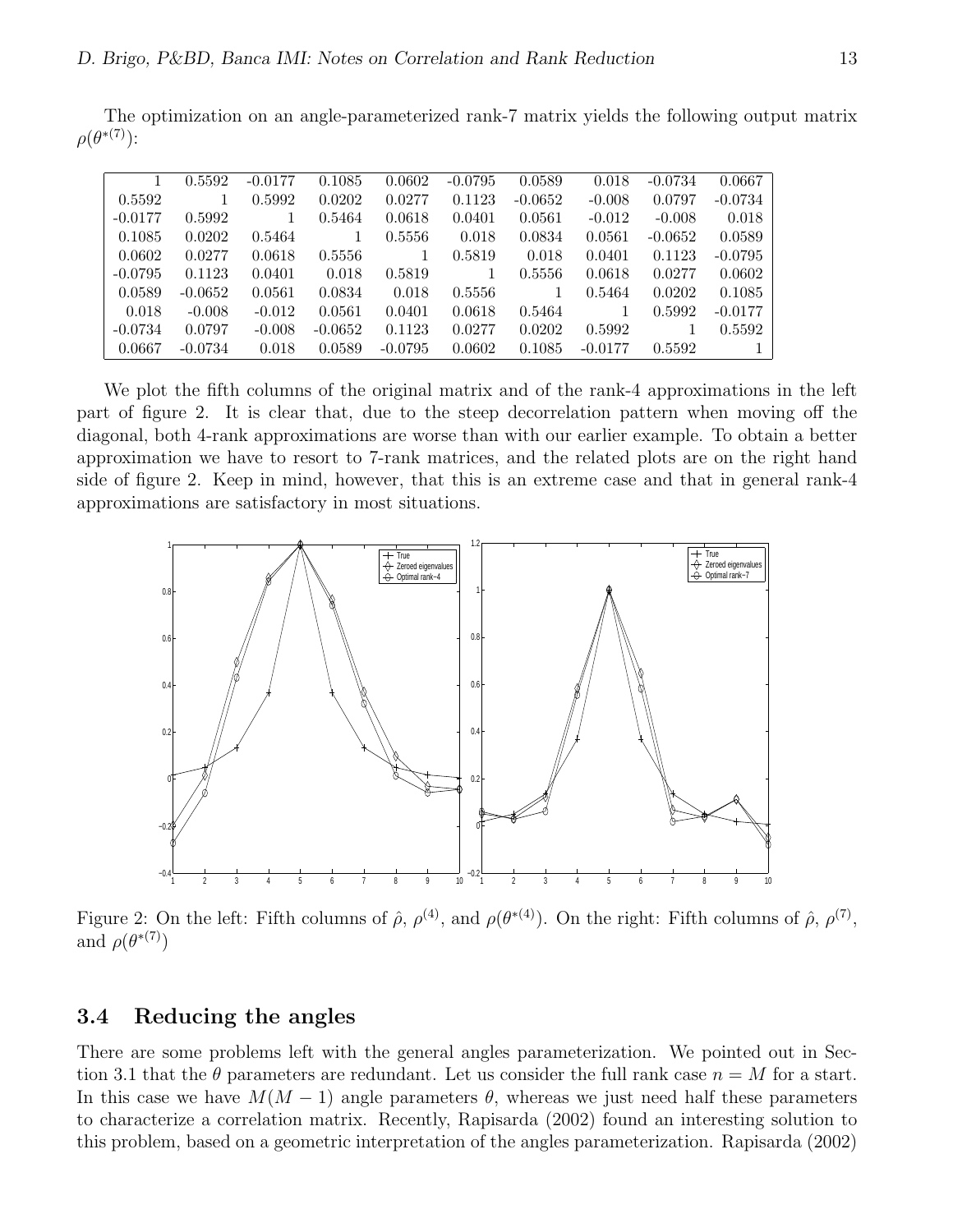The optimization on an angle-parameterized rank-7 matrix yields the following output matrix $\rho(\theta^{*(7)})$:

| | | | | | | | | | |
|---|---|---|---|---|---|---|---|---|---|
| 1 | 0.5592 | -0.0177 | 0.1085 | 0.0602 | -0.0795 | 0.0589 | 0.018 | -0.0734 | 0.0667 |
| 0.5592 | 1 | 0.5992 | 0.0202 | 0.0277 | 0.1123 | -0.0652 | -0.008 | 0.0797 | -0.0734 |
| -0.0177 | 0.5992 | 1 | 0.5464 | 0.0618 | 0.0401 | 0.0561 | -0.012 | -0.008 | 0.018 |
| 0.1085 | 0.0202 | 0.5464 | 1 | 0.5556 | 0.018 | 0.0834 | 0.0561 | -0.0652 | 0.0589 |
| 0.0602 | 0.0277 | 0.0618 | 0.5556 | 1 | 0.5819 | 0.018 | 0.0401 | 0.1123 | -0.0795 |
| -0.0795 | 0.1123 | 0.0401 | 0.018 | 0.5819 | 1 | 0.5556 | 0.0618 | 0.0277 | 0.0602 |
| 0.0589 | -0.0652 | 0.0561 | 0.0834 | 0.018 | 0.5556 | 1 | 0.5464 | 0.0202 | 0.1085 |
| 0.018 | -0.008 | -0.012 | 0.0561 | 0.0401 | 0.0618 | 0.5464 | 1 | 0.5992 | -0.0177 |
| -0.0734 | 0.0797 | -0.008 | -0.0652 | 0.1123 | 0.0277 | 0.0202 | 0.5992 | 1 | 0.5592 |
| 0.0667 | -0.0734 | 0.018 | 0.0589 | -0.0795 | 0.0602 | 0.1085 | -0.0177 | 0.5592 | 1 |

We plot the fifth columns of the original matrix and of the rank-4 approximations in the left part of figure 2. It is clear that, due to the steep decorrelation pattern when moving off the diagonal, both 4-rank approximations are worse than with our earlier example. To obtain a better approximation we have to resort to 7-rank matrices, and the related plots are on the right hand side of figure 2. Keep in mind, however, that this is an extreme case and that in general rank-4 approximations are satisfactory in most situations.

Figure 2: On the left: Fifth columns of $\hat{\rho}$, $\rho^{(4)}$, and $\rho(\theta^{*(4)})$. On the right: Fifth columns of $\hat{\rho}$, $\rho^{(7)}$, and $\rho(\theta^{*(7)})$

### 3.4 Reducing the angles

There are some problems left with the general angles parameterization. We pointed out in Section 3.1 that the $\theta$ parameters are redundant. Let us consider the full rank case $n = M$ for a start. In this case we have $M(M-1)$ angle parameters $\theta$, whereas we just need half these parameters to characterize a correlation matrix. Recently, Rapisarda (2002) found an interesting solution to this problem, based on a geometric interpretation of the angles parameterization. Rapisarda (2002)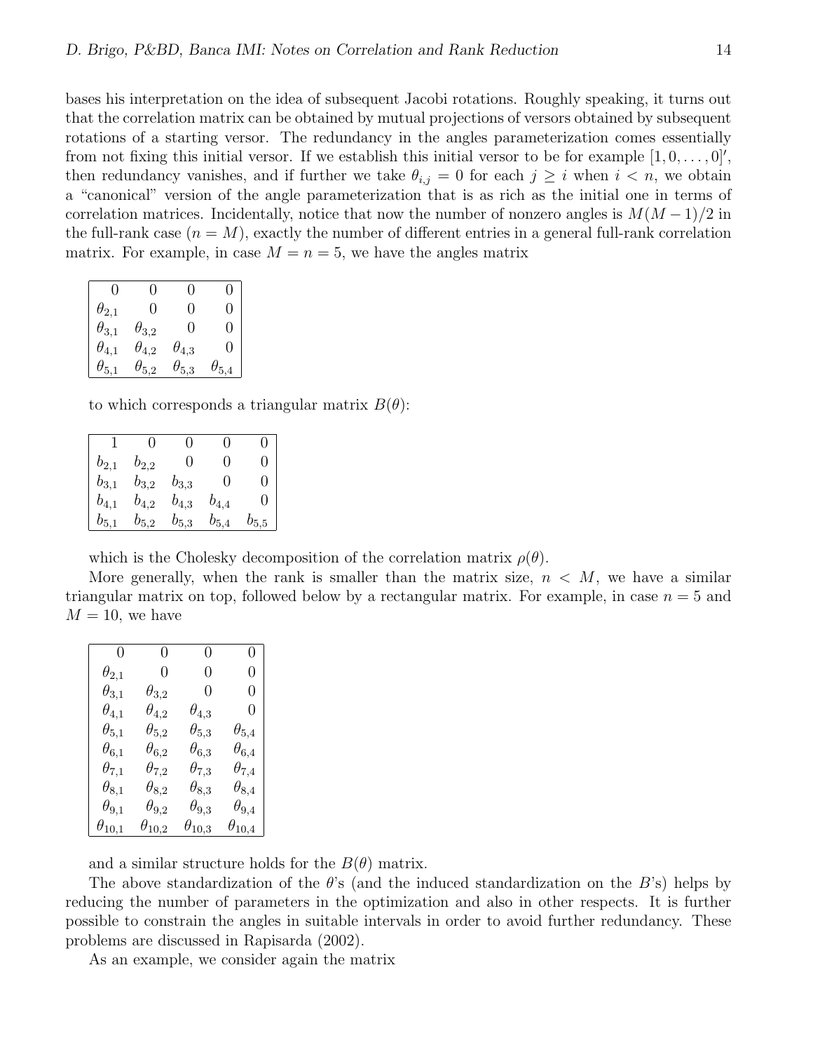bases his interpretation on the idea of subsequent Jacobi rotations. Roughly speaking, it turns out that the correlation matrix can be obtained by mutual projections of versors obtained by subsequent rotations of a starting versor. The redundancy in the angles parameterization comes essentially from not fixing this initial versor. If we establish this initial versor to be for example $[1, 0, \dots, 0]'$, then redundancy vanishes, and if further we take $\theta_{i,j} = 0$ for each $j \geq i$ when $i < n$, we obtain a "canonical" version of the angle parameterization that is as rich as the initial one in terms of correlation matrices. Incidentally, notice that now the number of nonzero angles is $M(M-1)/2$ in the full-rank case ($n = M$), exactly the number of different entries in a general full-rank correlation matrix. For example, in case $M = n = 5$, we have the angles matrix

$$
\begin{array}{|cccc|}
0 & 0 & 0 & 0 \\
\theta_{2,1} & 0 & 0 & 0 \\
\theta_{3,1} & \theta_{3,2} & 0 & 0 \\
\theta_{4,1} & \theta_{4,2} & \theta_{4,3} & 0 \\
\theta_{5,1} & \theta_{5,2} & \theta_{5,3} & \theta_{5,4}
\end{array}
$$

to which corresponds a triangular matrix $B(\theta)$:

$$
\begin{array}{|ccccc|}
1 & 0 & 0 & 0 & 0 \\
b_{2,1} & b_{2,2} & 0 & 0 & 0 \\
b_{3,1} & b_{3,2} & b_{3,3} & 0 & 0 \\
b_{4,1} & b_{4,2} & b_{4,3} & b_{4,4} & 0 \\
b_{5,1} & b_{5,2} & b_{5,3} & b_{5,4} & b_{5,5}
\end{array}
$$

which is the Cholesky decomposition of the correlation matrix $\rho(\theta)$.

More generally, when the rank is smaller than the matrix size, $n < M$, we have a similar triangular matrix on top, followed below by a rectangular matrix. For example, in case $n = 5$ and $M = 10$, we have

$$
\begin{array}{|cccc|}
0 & 0 & 0 & 0 \\
\theta_{2,1} & 0 & 0 & 0 \\
\theta_{3,1} & \theta_{3,2} & 0 & 0 \\
\theta_{4,1} & \theta_{4,2} & \theta_{4,3} & 0 \\
\theta_{5,1} & \theta_{5,2} & \theta_{5,3} & \theta_{5,4} \\
\theta_{6,1} & \theta_{6,2} & \theta_{6,3} & \theta_{6,4} \\
\theta_{7,1} & \theta_{7,2} & \theta_{7,3} & \theta_{7,4} \\
\theta_{8,1} & \theta_{8,2} & \theta_{8,3} & \theta_{8,4} \\
\theta_{9,1} & \theta_{9,2} & \theta_{9,3} & \theta_{9,4} \\
\theta_{10,1} & \theta_{10,2} & \theta_{10,3} & \theta_{10,4}
\end{array}
$$

and a similar structure holds for the $B(\theta)$ matrix.

The above standardization of the $\theta$'s (and the induced standardization on the $B$'s) helps by reducing the number of parameters in the optimization and also in other respects. It is further possible to constrain the angles in suitable intervals in order to avoid further redundancy. These problems are discussed in Rapisarda (2002).

As an example, we consider again the matrix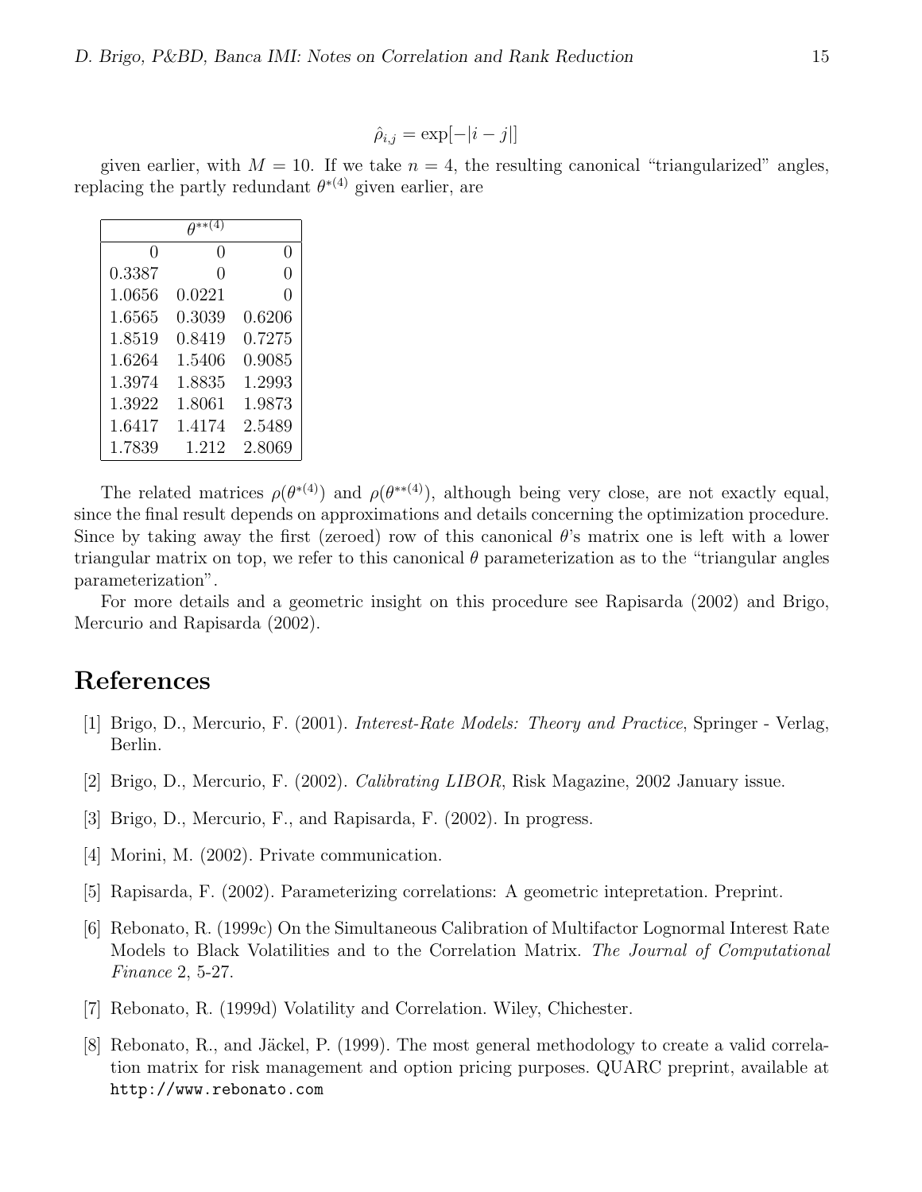$$\hat{\rho}_{i,j} = \exp[-|i-j|]$$

given earlier, with $M = 10$. If we take $n = 4$, the resulting canonical "triangularized" angles, replacing the partly redundant $\theta^{*(4)}$ given earlier, are

| $\theta^{**(4)}$ | | |
|---|---|---|
| 0 | 0 | 0 |
| 0.3387 | 0 | 0 |
| 1.0656 | 0.0221 | 0 |
| 1.6565 | 0.3039 | 0.6206 |
| 1.8519 | 0.8419 | 0.7275 |
| 1.6264 | 1.5406 | 0.9085 |
| 1.3974 | 1.8835 | 1.2993 |
| 1.3922 | 1.8061 | 1.9873 |
| 1.6417 | 1.4174 | 2.5489 |
| 1.7839 | 1.212 | 2.8069 |

The related matrices $\rho(\theta^{*(4)})$ and $\rho(\theta^{**(4)})$, although being very close, are not exactly equal, since the final result depends on approximations and details concerning the optimization procedure. Since by taking away the first (zeroed) row of this canonical $\theta$'s matrix one is left with a lower triangular matrix on top, we refer to this canonical $\theta$ parameterization as to the "triangular angles parameterization".

For more details and a geometric insight on this procedure see Rapisarda (2002) and Brigo, Mercurio and Rapisarda (2002).

# References

[1] Brigo, D., Mercurio, F. (2001). *Interest-Rate Models: Theory and Practice*, Springer - Verlag, Berlin.

[2] Brigo, D., Mercurio, F. (2002). *Calibrating LIBOR*, Risk Magazine, 2002 January issue.

[3] Brigo, D., Mercurio, F., and Rapisarda, F. (2002). In progress.

[4] Morini, M. (2002). Private communication.

[5] Rapisarda, F. (2002). Parameterizing correlations: A geometric intepretation. Preprint.

[6] Rebonato, R. (1999c) On the Simultaneous Calibration of Multifactor Lognormal Interest Rate Models to Black Volatilities and to the Correlation Matrix. *The Journal of Computational Finance* 2, 5-27.

[7] Rebonato, R. (1999d) Volatility and Correlation. Wiley, Chichester.

[8] Rebonato, R., and Jäckel, P. (1999). The most general methodology to create a valid correlation matrix for risk management and option pricing purposes. QUARC preprint, available at `http://www.rebonato.com`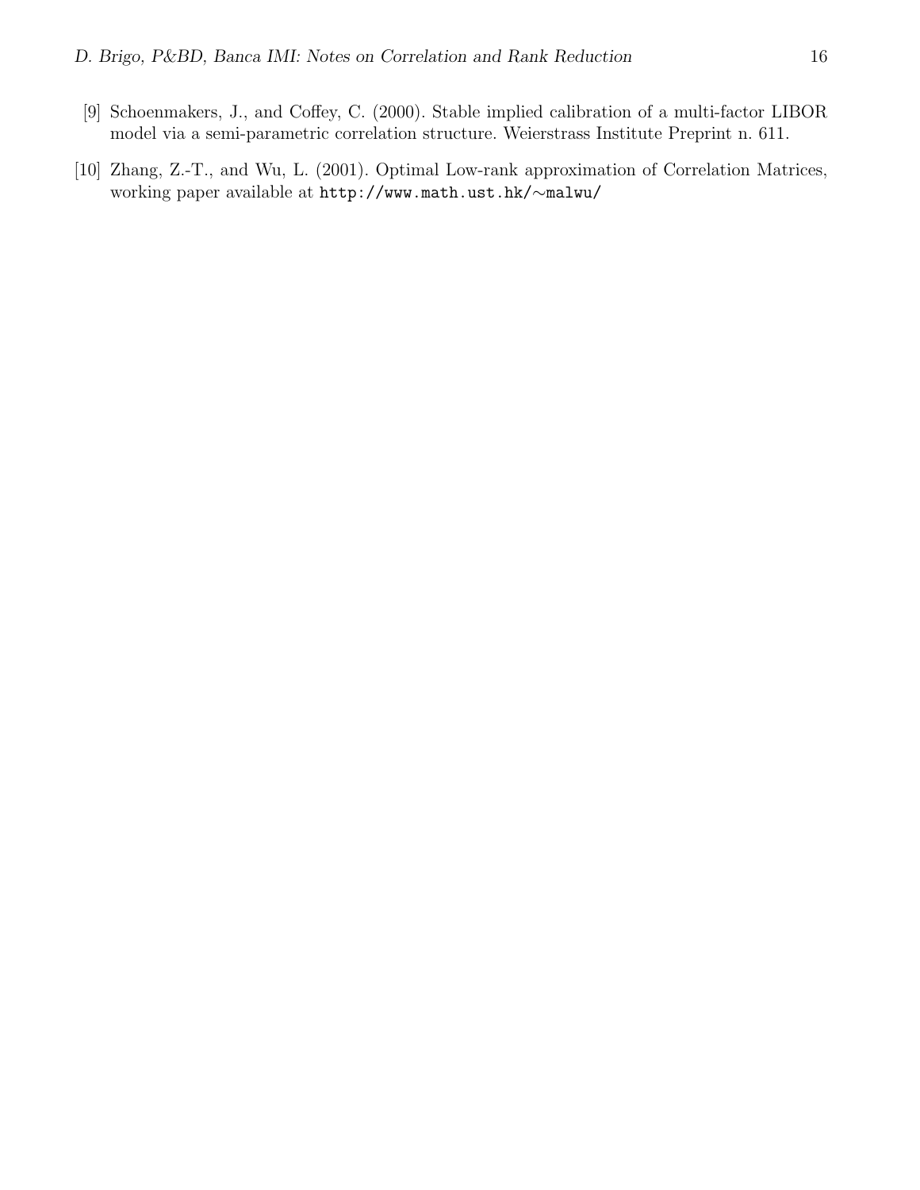[9] Schoenmakers, J., and Coffey, C. (2000). Stable implied calibration of a multi-factor LIBOR model via a semi-parametric correlation structure. Weierstrass Institute Preprint n. 611.

[10] Zhang, Z.-T., and Wu, L. (2001). Optimal Low-rank approximation of Correlation Matrices, working paper available at `http://www.math.ust.hk/~malwu/`